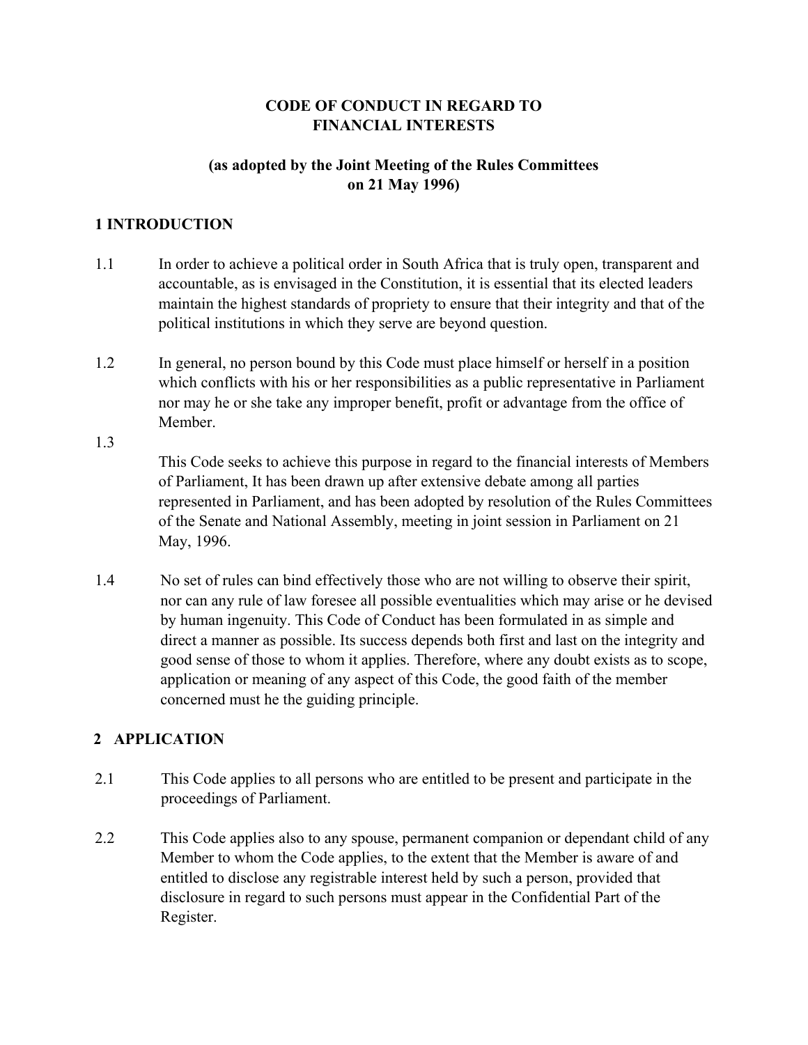# CODE OF CONDUCT IN REGARD TO FINANCIAL INTERESTS

**(as adopted by the Joint Meeting of the Rules Committees on 21 May 1996)**

## 1 INTRODUCTION

1.1 In order to achieve a political order in South Africa that is truly open, transparent and accountable, as is envisaged in the Constitution, it is essential that its elected leaders maintain the highest standards of propriety to ensure that their integrity and that of the political institutions in which they serve are beyond question.

1.2 In general, no person bound by this Code must place himself or herself in a position which conflicts with his or her responsibilities as a public representative in Parliament nor may he or she take any improper benefit, profit or advantage from the office of Member.

1.3 This Code seeks to achieve this purpose in regard to the financial interests of Members of Parliament, It has been drawn up after extensive debate among all parties represented in Parliament, and has been adopted by resolution of the Rules Committees of the Senate and National Assembly, meeting in joint session in Parliament on 21 May, 1996.

1.4 No set of rules can bind effectively those who are not willing to observe their spirit, nor can any rule of law foresee all possible eventualities which may arise or he devised by human ingenuity. This Code of Conduct has been formulated in as simple and direct a manner as possible. Its success depends both first and last on the integrity and good sense of those to whom it applies. Therefore, where any doubt exists as to scope, application or meaning of any aspect of this Code, the good faith of the member concerned must he the guiding principle.

## 2 APPLICATION

2.1 This Code applies to all persons who are entitled to be present and participate in the proceedings of Parliament.

2.2 This Code applies also to any spouse, permanent companion or dependant child of any Member to whom the Code applies, to the extent that the Member is aware of and entitled to disclose any registrable interest held by such a person, provided that disclosure in regard to such persons must appear in the Confidential Part of the Register.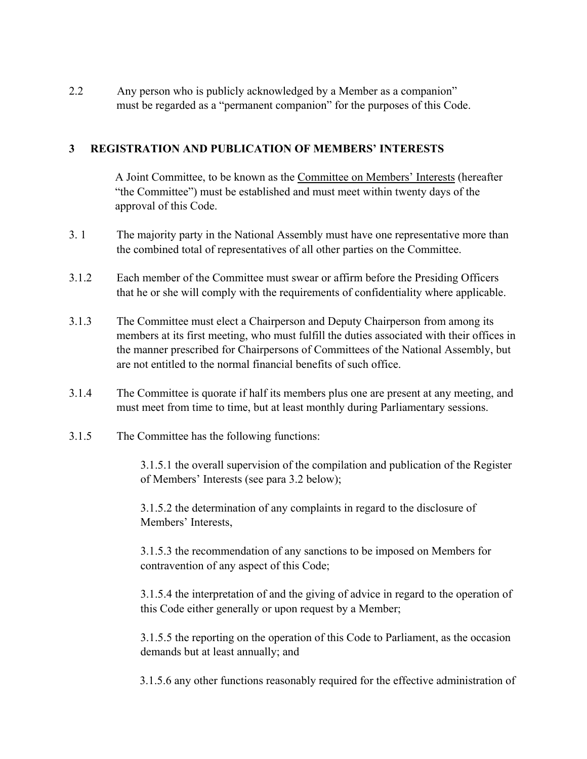2.2 Any person who is publicly acknowledged by a Member as a companion" must be regarded as a "permanent companion" for the purposes of this Code.

## 3 REGISTRATION AND PUBLICATION OF MEMBERS' INTERESTS

A Joint Committee, to be known as the Committee on Members' Interests (hereafter "the Committee") must be established and must meet within twenty days of the approval of this Code.

3. 1 The majority party in the National Assembly must have one representative more than the combined total of representatives of all other parties on the Committee.

3.1.2 Each member of the Committee must swear or affirm before the Presiding Officers that he or she will comply with the requirements of confidentiality where applicable.

3.1.3 The Committee must elect a Chairperson and Deputy Chairperson from among its members at its first meeting, who must fulfill the duties associated with their offices in the manner prescribed for Chairpersons of Committees of the National Assembly, but are not entitled to the normal financial benefits of such office.

3.1.4 The Committee is quorate if half its members plus one are present at any meeting, and must meet from time to time, but at least monthly during Parliamentary sessions.

3.1.5 The Committee has the following functions:

3.1.5.1 the overall supervision of the compilation and publication of the Register of Members' Interests (see para 3.2 below);

3.1.5.2 the determination of any complaints in regard to the disclosure of Members' Interests,

3.1.5.3 the recommendation of any sanctions to be imposed on Members for contravention of any aspect of this Code;

3.1.5.4 the interpretation of and the giving of advice in regard to the operation of this Code either generally or upon request by a Member;

3.1.5.5 the reporting on the operation of this Code to Parliament, as the occasion demands but at least annually; and

3.1.5.6 any other functions reasonably required for the effective administration of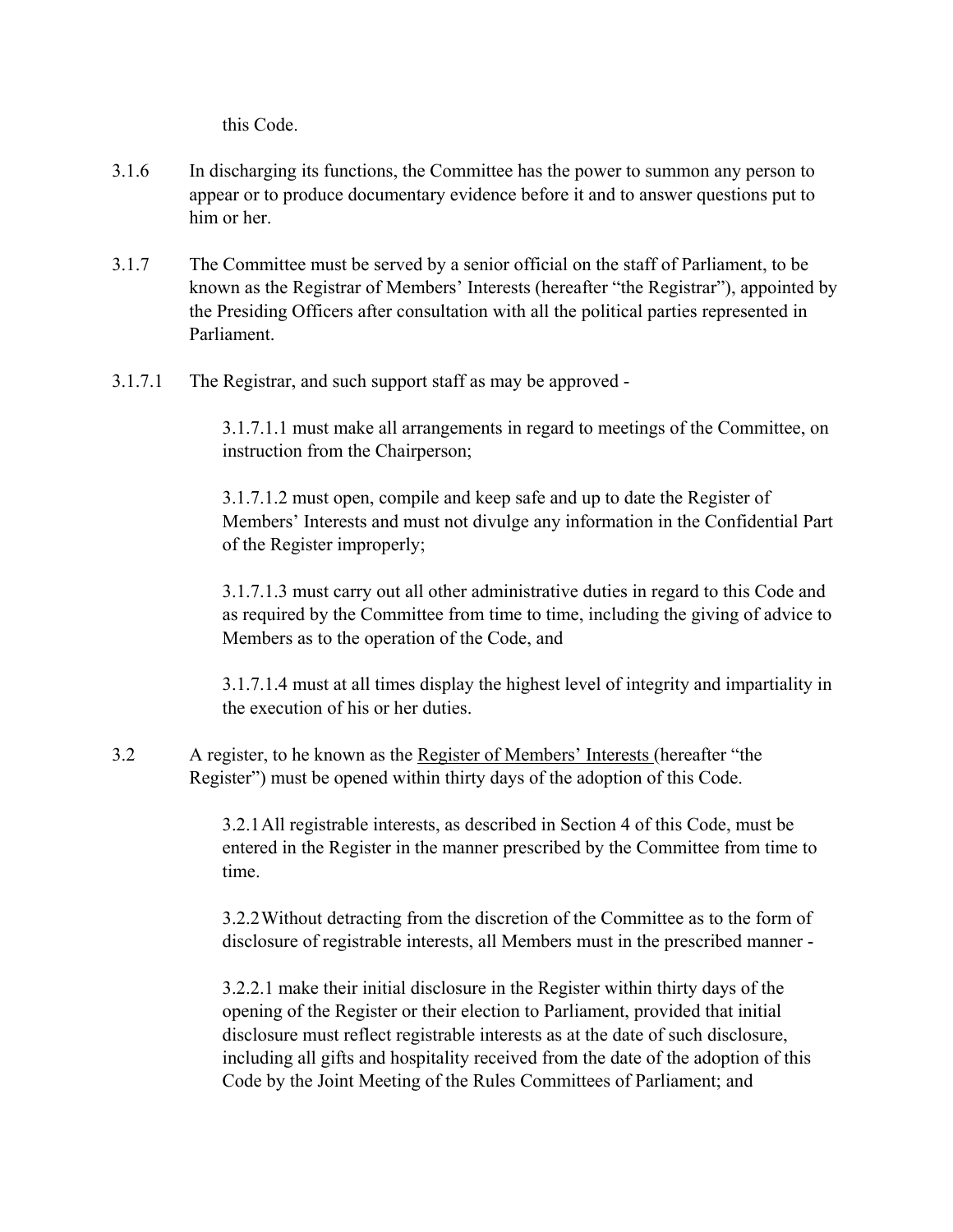this Code.

3.1.6 In discharging its functions, the Committee has the power to summon any person to appear or to produce documentary evidence before it and to answer questions put to him or her.

3.1.7 The Committee must be served by a senior official on the staff of Parliament, to be known as the Registrar of Members' Interests (hereafter "the Registrar"), appointed by the Presiding Officers after consultation with all the political parties represented in Parliament.

3.1.7.1 The Registrar, and such support staff as may be approved -

> 3.1.7.1.1 must make all arrangements in regard to meetings of the Committee, on instruction from the Chairperson;
>
> 3.1.7.1.2 must open, compile and keep safe and up to date the Register of Members' Interests and must not divulge any information in the Confidential Part of the Register improperly;
>
> 3.1.7.1.3 must carry out all other administrative duties in regard to this Code and as required by the Committee from time to time, including the giving of advice to Members as to the operation of the Code, and
>
> 3.1.7.1.4 must at all times display the highest level of integrity and impartiality in the execution of his or her duties.

3.2 A register, to he known as the <u>Register of Members' Interests</u> (hereafter "the Register") must be opened within thirty days of the adoption of this Code.

> 3.2.1 All registrable interests, as described in Section 4 of this Code, must be entered in the Register in the manner prescribed by the Committee from time to time.
>
> 3.2.2 Without detracting from the discretion of the Committee as to the form of disclosure of registrable interests, all Members must in the prescribed manner -
>
> 3.2.2.1 make their initial disclosure in the Register within thirty days of the opening of the Register or their election to Parliament, provided that initial disclosure must reflect registrable interests as at the date of such disclosure, including all gifts and hospitality received from the date of the adoption of this Code by the Joint Meeting of the Rules Committees of Parliament; and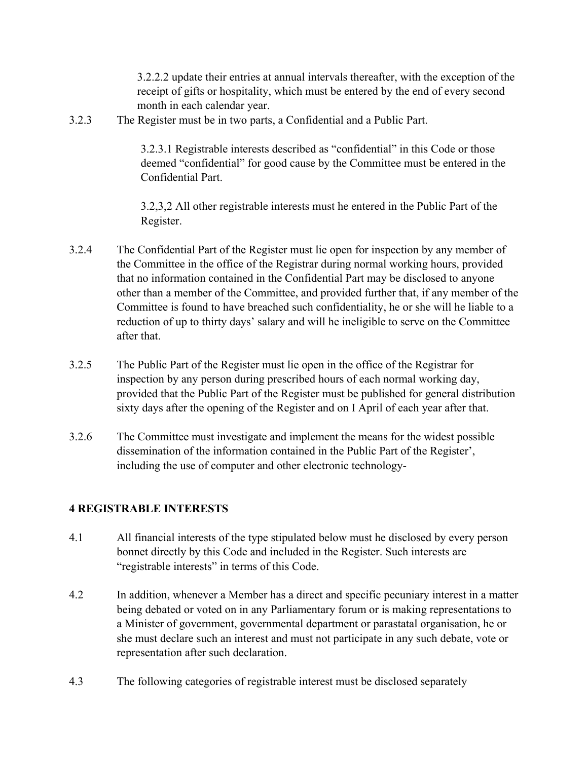3.2.2.2 update their entries at annual intervals thereafter, with the exception of the receipt of gifts or hospitality, which must be entered by the end of every second month in each calendar year.

3.2.3 The Register must be in two parts, a Confidential and a Public Part.

3.2.3.1 Registrable interests described as "confidential" in this Code or those deemed "confidential" for good cause by the Committee must be entered in the Confidential Part.

3.2,3,2 All other registrable interests must he entered in the Public Part of the Register.

3.2.4 The Confidential Part of the Register must lie open for inspection by any member of the Committee in the office of the Registrar during normal working hours, provided that no information contained in the Confidential Part may be disclosed to anyone other than a member of the Committee, and provided further that, if any member of the Committee is found to have breached such confidentiality, he or she will he liable to a reduction of up to thirty days' salary and will he ineligible to serve on the Committee after that.

3.2.5 The Public Part of the Register must lie open in the office of the Registrar for inspection by any person during prescribed hours of each normal working day, provided that the Public Part of the Register must be published for general distribution sixty days after the opening of the Register and on I April of each year after that.

3.2.6 The Committee must investigate and implement the means for the widest possible dissemination of the information contained in the Public Part of the Register', including the use of computer and other electronic technology-

## 4 REGISTRABLE INTERESTS

4.1 All financial interests of the type stipulated below must he disclosed by every person bonnet directly by this Code and included in the Register. Such interests are "registrable interests" in terms of this Code.

4.2 In addition, whenever a Member has a direct and specific pecuniary interest in a matter being debated or voted on in any Parliamentary forum or is making representations to a Minister of government, governmental department or parastatal organisation, he or she must declare such an interest and must not participate in any such debate, vote or representation after such declaration.

4.3 The following categories of registrable interest must be disclosed separately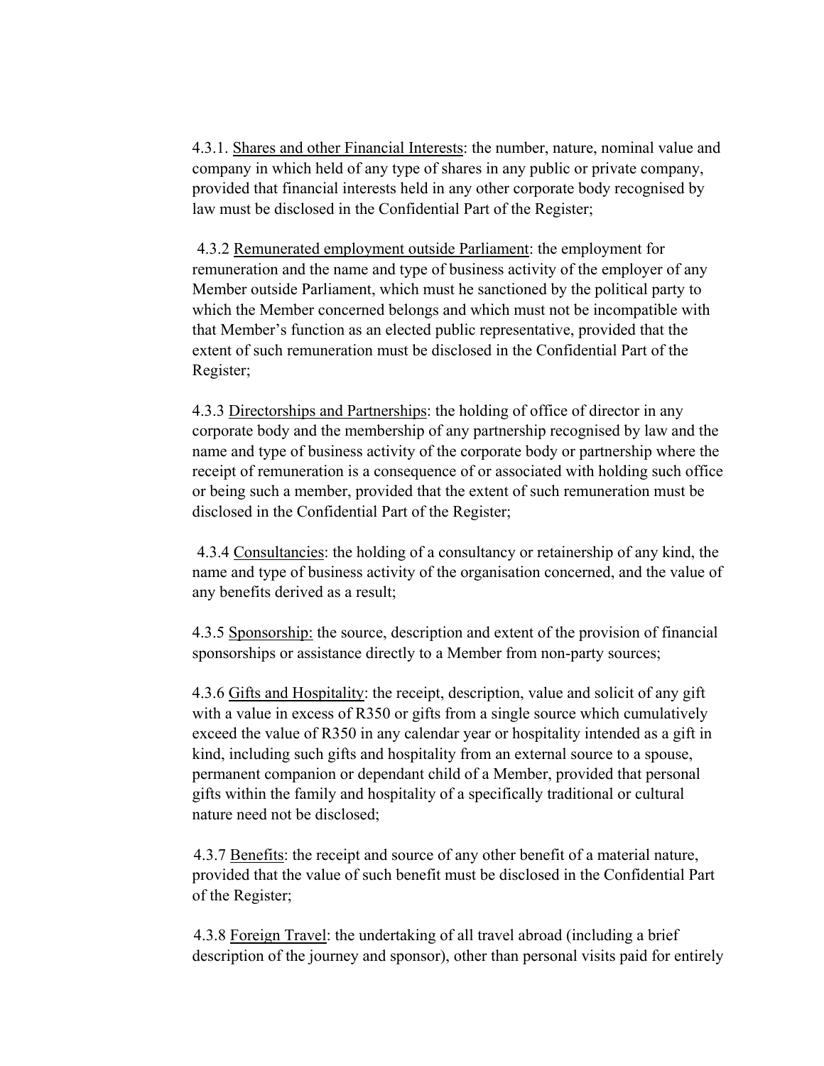4.3.1. Shares and other Financial Interests: the number, nature, nominal value and company in which held of any type of shares in any public or private company, provided that financial interests held in any other corporate body recognised by law must be disclosed in the Confidential Part of the Register;

4.3.2 Remunerated employment outside Parliament: the employment for remuneration and the name and type of business activity of the employer of any Member outside Parliament, which must he sanctioned by the political party to which the Member concerned belongs and which must not be incompatible with that Member's function as an elected public representative, provided that the extent of such remuneration must be disclosed in the Confidential Part of the Register;

4.3.3 Directorships and Partnerships: the holding of office of director in any corporate body and the membership of any partnership recognised by law and the name and type of business activity of the corporate body or partnership where the receipt of remuneration is a consequence of or associated with holding such office or being such a member, provided that the extent of such remuneration must be disclosed in the Confidential Part of the Register;

4.3.4 Consultancies: the holding of a consultancy or retainership of any kind, the name and type of business activity of the organisation concerned, and the value of any benefits derived as a result;

4.3.5 Sponsorship: the source, description and extent of the provision of financial sponsorships or assistance directly to a Member from non-party sources;

4.3.6 Gifts and Hospitality: the receipt, description, value and solicit of any gift with a value in excess of R350 or gifts from a single source which cumulatively exceed the value of R350 in any calendar year or hospitality intended as a gift in kind, including such gifts and hospitality from an external source to a spouse, permanent companion or dependant child of a Member, provided that personal gifts within the family and hospitality of a specifically traditional or cultural nature need not be disclosed;

4.3.7 Benefits: the receipt and source of any other benefit of a material nature, provided that the value of such benefit must be disclosed in the Confidential Part of the Register;

4.3.8 Foreign Travel: the undertaking of all travel abroad (including a brief description of the journey and sponsor), other than personal visits paid for entirely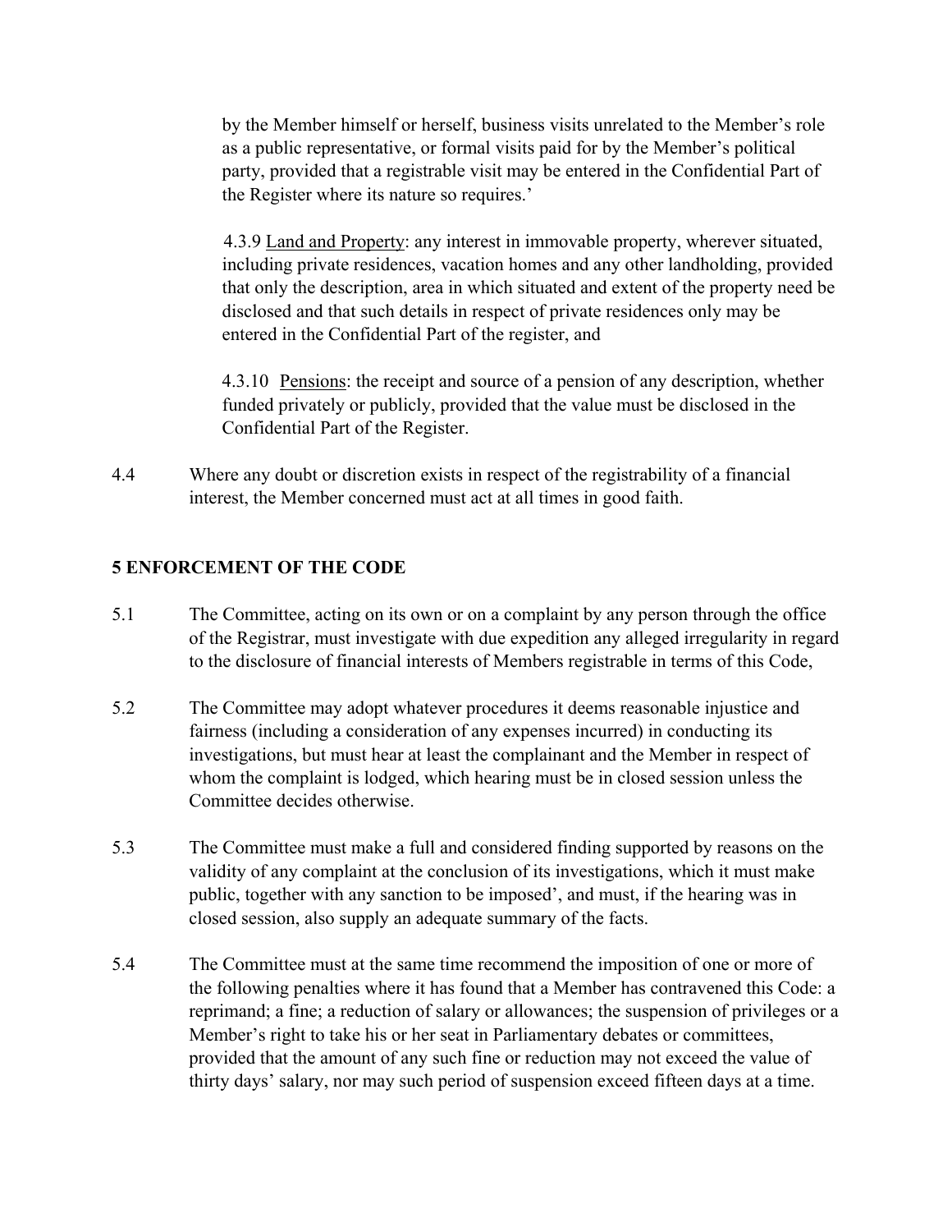by the Member himself or herself, business visits unrelated to the Member's role as a public representative, or formal visits paid for by the Member's political party, provided that a registrable visit may be entered in the Confidential Part of the Register where its nature so requires.'

4.3.9 Land and Property: any interest in immovable property, wherever situated, including private residences, vacation homes and any other landholding, provided that only the description, area in which situated and extent of the property need be disclosed and that such details in respect of private residences only may be entered in the Confidential Part of the register, and

4.3.10 Pensions: the receipt and source of a pension of any description, whether funded privately or publicly, provided that the value must be disclosed in the Confidential Part of the Register.

4.4 Where any doubt or discretion exists in respect of the registrability of a financial interest, the Member concerned must act at all times in good faith.

## 5 ENFORCEMENT OF THE CODE

5.1 The Committee, acting on its own or on a complaint by any person through the office of the Registrar, must investigate with due expedition any alleged irregularity in regard to the disclosure of financial interests of Members registrable in terms of this Code,

5.2 The Committee may adopt whatever procedures it deems reasonable injustice and fairness (including a consideration of any expenses incurred) in conducting its investigations, but must hear at least the complainant and the Member in respect of whom the complaint is lodged, which hearing must be in closed session unless the Committee decides otherwise.

5.3 The Committee must make a full and considered finding supported by reasons on the validity of any complaint at the conclusion of its investigations, which it must make public, together with any sanction to be imposed', and must, if the hearing was in closed session, also supply an adequate summary of the facts.

5.4 The Committee must at the same time recommend the imposition of one or more of the following penalties where it has found that a Member has contravened this Code: a reprimand; a fine; a reduction of salary or allowances; the suspension of privileges or a Member's right to take his or her seat in Parliamentary debates or committees, provided that the amount of any such fine or reduction may not exceed the value of thirty days' salary, nor may such period of suspension exceed fifteen days at a time.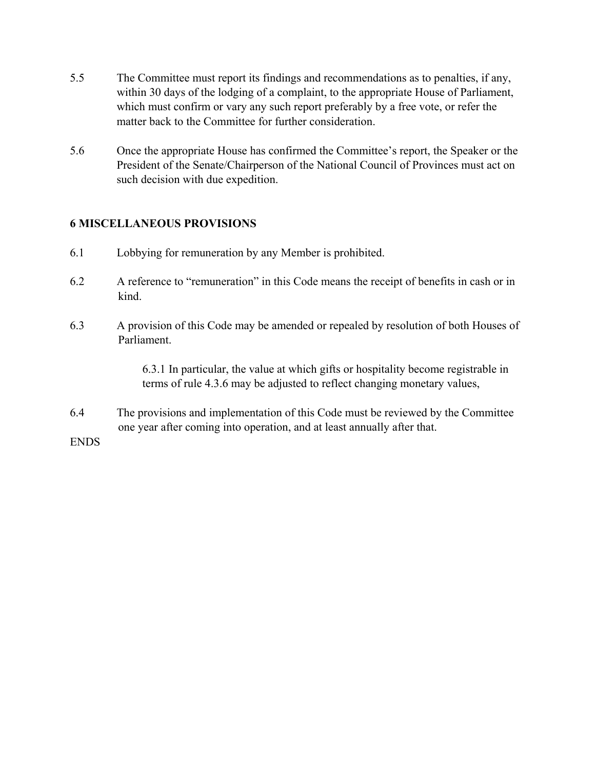5.5 The Committee must report its findings and recommendations as to penalties, if any, within 30 days of the lodging of a complaint, to the appropriate House of Parliament, which must confirm or vary any such report preferably by a free vote, or refer the matter back to the Committee for further consideration.

5.6 Once the appropriate House has confirmed the Committee's report, the Speaker or the President of the Senate/Chairperson of the National Council of Provinces must act on such decision with due expedition.

## 6 MISCELLANEOUS PROVISIONS

6.1 Lobbying for remuneration by any Member is prohibited.

6.2 A reference to "remuneration" in this Code means the receipt of benefits in cash or in kind.

6.3 A provision of this Code may be amended or repealed by resolution of both Houses of Parliament.

> 6.3.1 In particular, the value at which gifts or hospitality become registrable in terms of rule 4.3.6 may be adjusted to reflect changing monetary values,

6.4 The provisions and implementation of this Code must be reviewed by the Committee one year after coming into operation, and at least annually after that.

ENDS